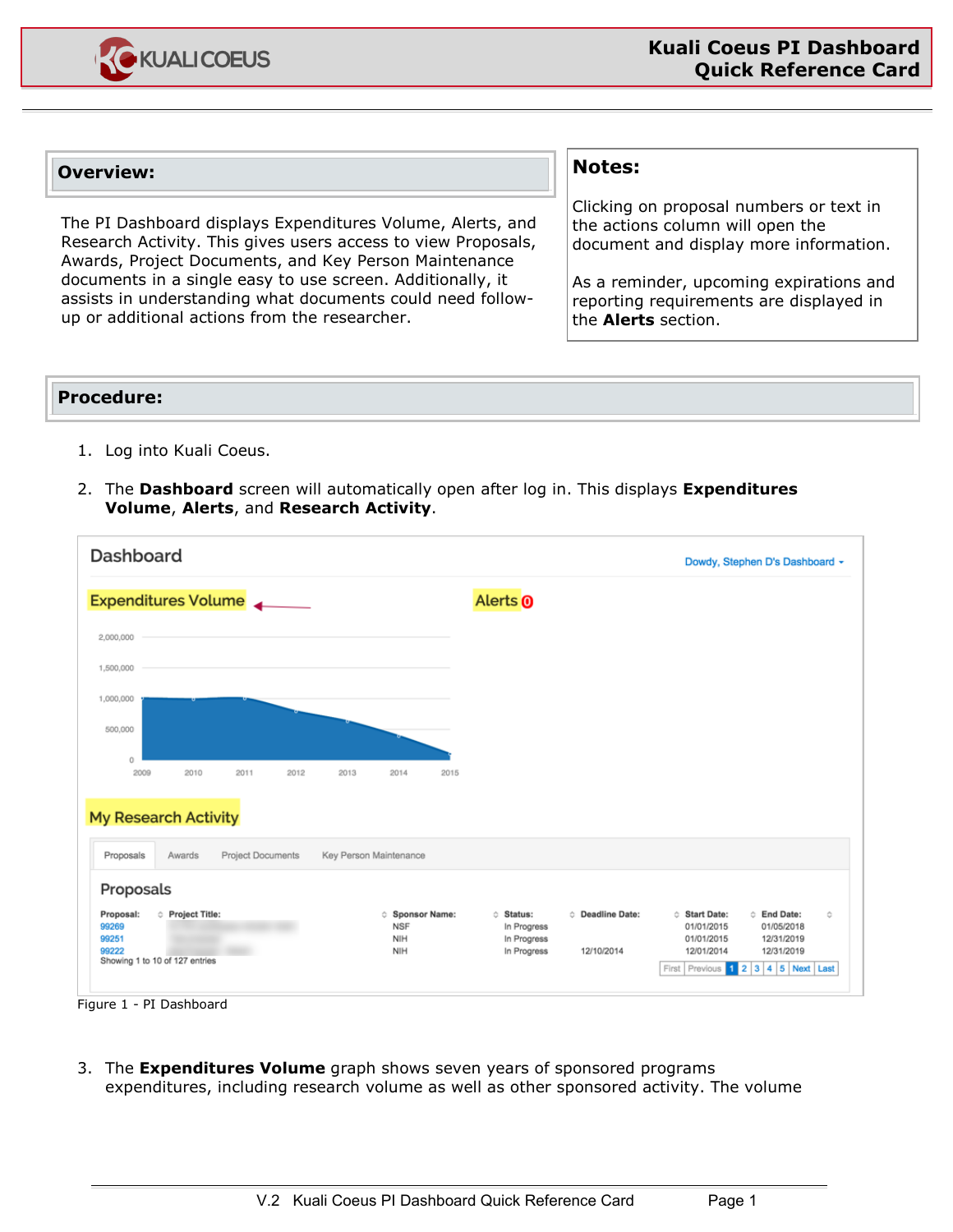## Overview:

The PI Dashboard displays Expenditures Volume, Alerts, and Research Activity. This gives users access to view Proposals, Awards, Project Documents, and Key Person Maintenance documents in a single easy to use screen. Additionally, it assists in understanding what documents could need follow-up or additional actions from the researcher.

## Notes:

Clicking on proposal numbers or text in the actions column will open the document and display more information.

As a reminder, upcoming expirations and reporting requirements are displayed in the **Alerts** section.

## Procedure:

1. Log into Kuali Coeus.

2. The **Dashboard** screen will automatically open after log in. This displays **Expenditures Volume**, **Alerts**, and **Research Activity**.

Figure 1 - PI Dashboard

3. The **Expenditures Volume** graph shows seven years of sponsored programs expenditures, including research volume as well as other sponsored activity. The volume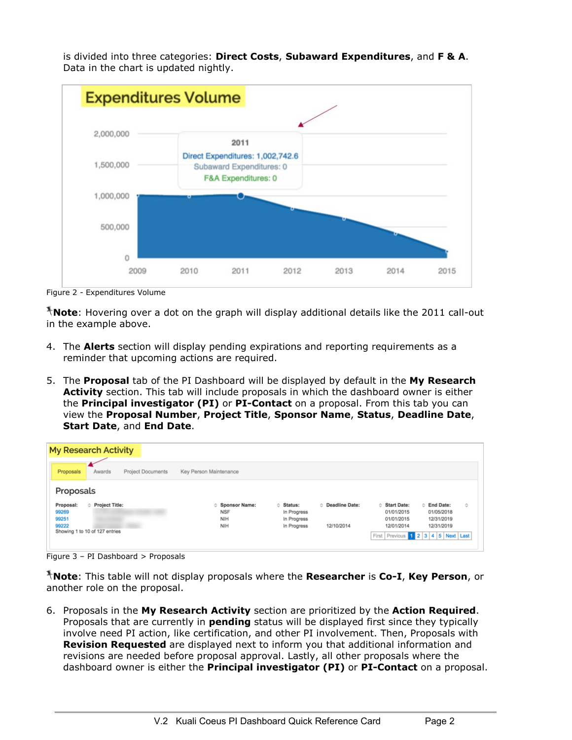is divided into three categories: **Direct Costs**, **Subaward Expenditures**, and **F & A**. Data in the chart is updated nightly.

Figure 2 - Expenditures Volume

**Note**: Hovering over a dot on the graph will display additional details like the 2011 call-out in the example above.

4. The **Alerts** section will display pending expirations and reporting requirements as a reminder that upcoming actions are required.

5. The **Proposal** tab of the PI Dashboard will be displayed by default in the **My Research Activity** section. This tab will include proposals in which the dashboard owner is either the **Principal investigator (PI)** or **PI-Contact** on a proposal. From this tab you can view the **Proposal Number**, **Project Title**, **Sponsor Name**, **Status**, **Deadline Date**, **Start Date**, and **End Date**.

Figure 3 – PI Dashboard > Proposals

**Note**: This table will not display proposals where the **Researcher** is **Co-I**, **Key Person**, or another role on the proposal.

6. Proposals in the **My Research Activity** section are prioritized by the **Action Required**. Proposals that are currently in **pending** status will be displayed first since they typically involve need PI action, like certification, and other PI involvement. Then, Proposals with **Revision Requested** are displayed next to inform you that additional information and revisions are needed before proposal approval. Lastly, all other proposals where the dashboard owner is either the **Principal investigator (PI)** or **PI-Contact** on a proposal.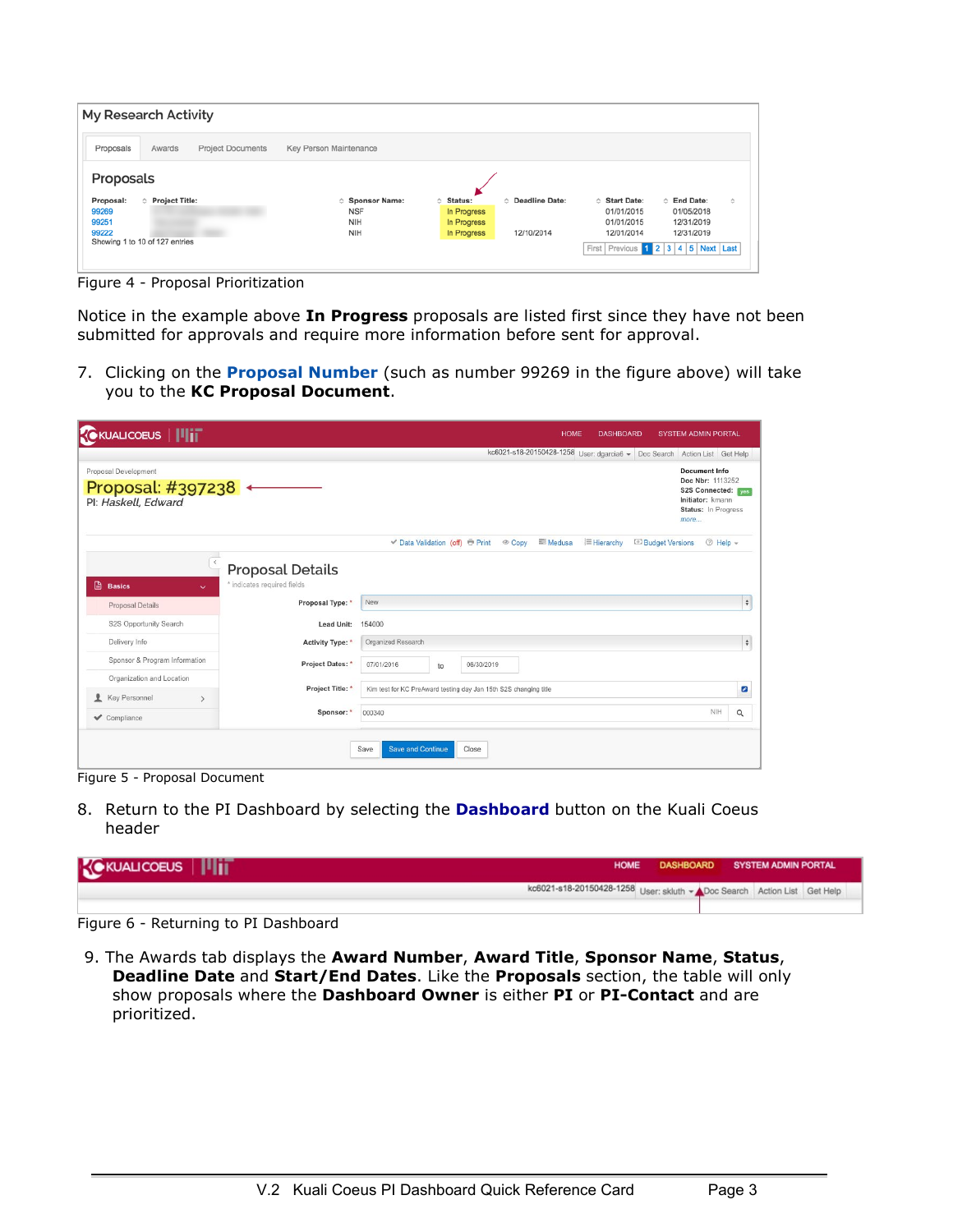Figure 4 - Proposal Prioritization

Notice in the example above **In Progress** proposals are listed first since they have not been submitted for approvals and require more information before sent for approval.

7. Clicking on the **Proposal Number** (such as number 99269 in the figure above) will take you to the **KC Proposal Document**.

Figure 5 - Proposal Document

8. Return to the PI Dashboard by selecting the **Dashboard** button on the Kuali Coeus header

Figure 6 - Returning to PI Dashboard

9. The Awards tab displays the **Award Number**, **Award Title**, **Sponsor Name**, **Status**, **Deadline Date** and **Start/End Dates**. Like the **Proposals** section, the table will only show proposals where the **Dashboard Owner** is either **PI** or **PI-Contact** and are prioritized.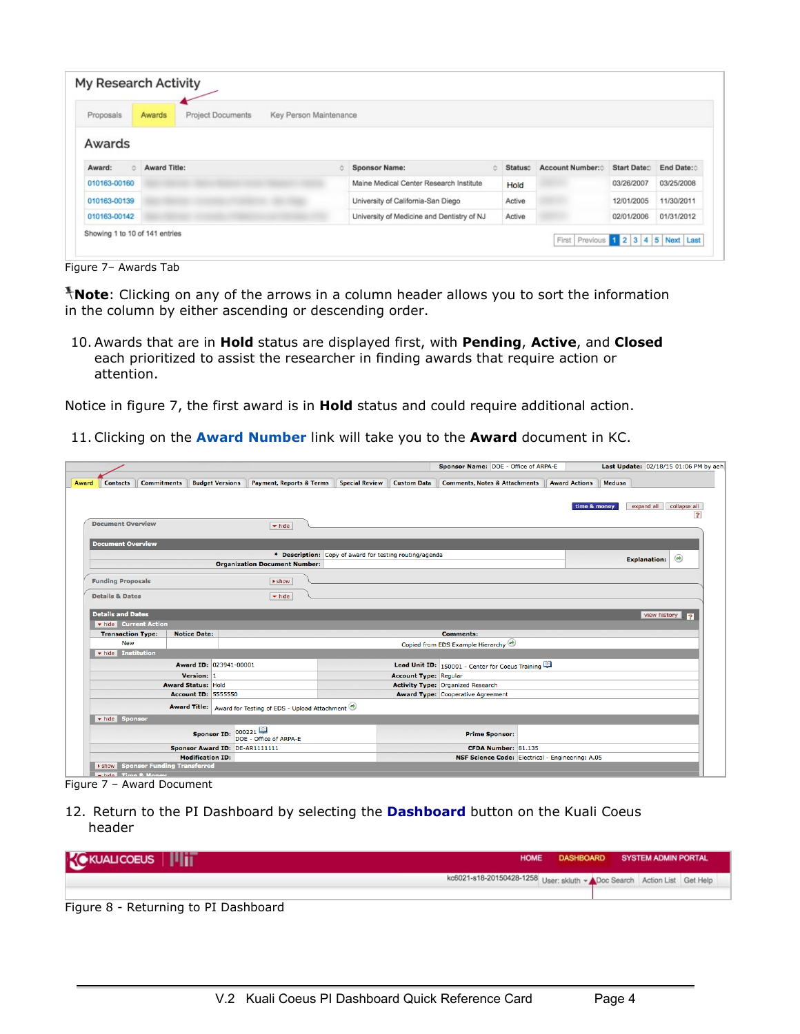Figure 7– Awards Tab

**Note**: Clicking on any of the arrows in a column header allows you to sort the information in the column by either ascending or descending order.

10. Awards that are in **Hold** status are displayed first, with **Pending**, **Active**, and **Closed** each prioritized to assist the researcher in finding awards that require action or attention.

Notice in figure 7, the first award is in **Hold** status and could require additional action.

11. Clicking on the **Award Number** link will take you to the **Award** document in KC.

Figure 7 – Award Document

12. Return to the PI Dashboard by selecting the **Dashboard** button on the Kuali Coeus header

Figure 8 - Returning to PI Dashboard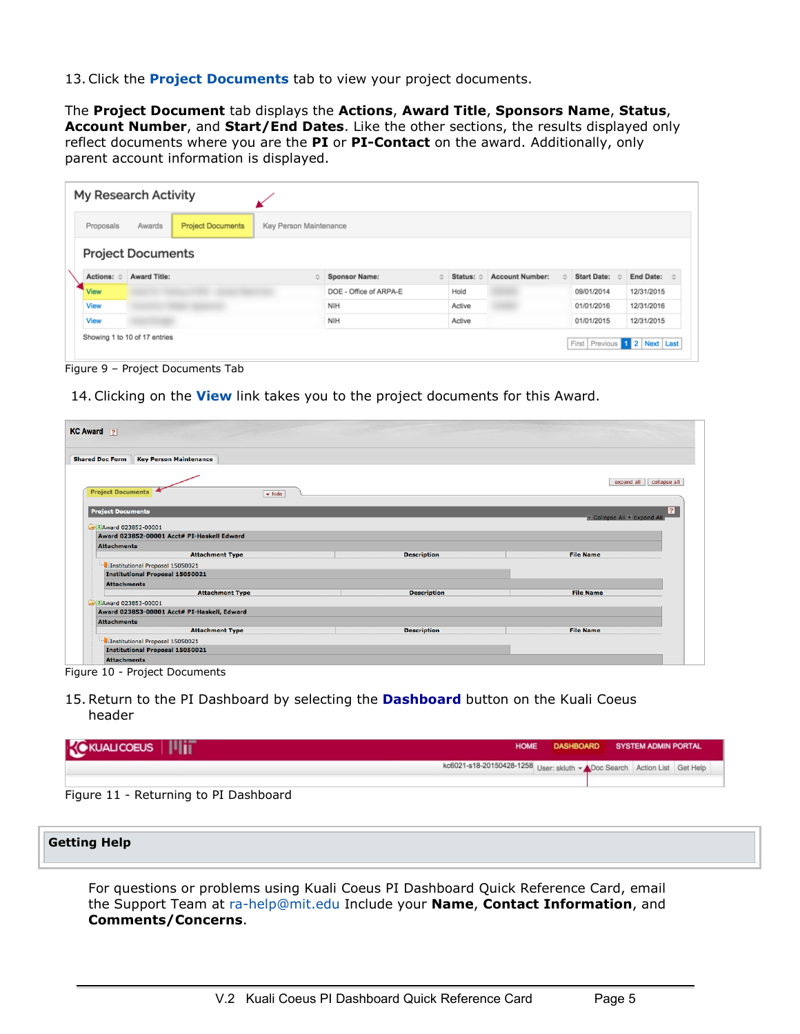13. Click the **Project Documents** tab to view your project documents.

The **Project Document** tab displays the **Actions**, **Award Title**, **Sponsors Name**, **Status**, **Account Number**, and **Start/End Dates**. Like the other sections, the results displayed only reflect documents where you are the **PI** or **PI-Contact** on the award. Additionally, only parent account information is displayed.

Figure 9 – Project Documents Tab

14. Clicking on the **View** link takes you to the project documents for this Award.

Figure 10 - Project Documents

15. Return to the PI Dashboard by selecting the **Dashboard** button on the Kuali Coeus header

Figure 11 - Returning to PI Dashboard

## Getting Help

For questions or problems using Kuali Coeus PI Dashboard Quick Reference Card, email the Support Team at ra-help@mit.edu Include your **Name**, **Contact Information**, and **Comments/Concerns**.